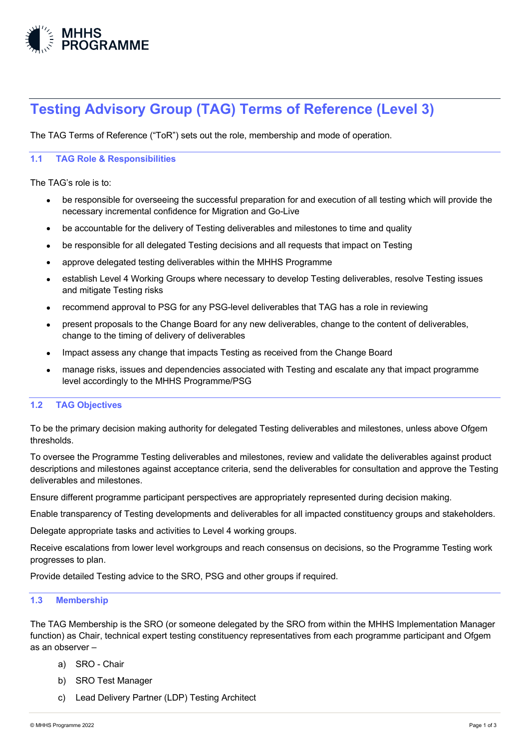MHHS PROGRAMME

# Testing Advisory Group (TAG) Terms of Reference (Level 3)

The TAG Terms of Reference ("ToR") sets out the role, membership and mode of operation.

## 1.1 TAG Role & Responsibilities

The TAG's role is to:

- be responsible for overseeing the successful preparation for and execution of all testing which will provide the necessary incremental confidence for Migration and Go-Live
- be accountable for the delivery of Testing deliverables and milestones to time and quality
- be responsible for all delegated Testing decisions and all requests that impact on Testing
- approve delegated testing deliverables within the MHHS Programme
- establish Level 4 Working Groups where necessary to develop Testing deliverables, resolve Testing issues and mitigate Testing risks
- recommend approval to PSG for any PSG-level deliverables that TAG has a role in reviewing
- present proposals to the Change Board for any new deliverables, change to the content of deliverables, change to the timing of delivery of deliverables
- Impact assess any change that impacts Testing as received from the Change Board
- manage risks, issues and dependencies associated with Testing and escalate any that impact programme level accordingly to the MHHS Programme/PSG

## 1.2 TAG Objectives

To be the primary decision making authority for delegated Testing deliverables and milestones, unless above Ofgem thresholds.

To oversee the Programme Testing deliverables and milestones, review and validate the deliverables against product descriptions and milestones against acceptance criteria, send the deliverables for consultation and approve the Testing deliverables and milestones.

Ensure different programme participant perspectives are appropriately represented during decision making.

Enable transparency of Testing developments and deliverables for all impacted constituency groups and stakeholders.

Delegate appropriate tasks and activities to Level 4 working groups.

Receive escalations from lower level workgroups and reach consensus on decisions, so the Programme Testing work progresses to plan.

Provide detailed Testing advice to the SRO, PSG and other groups if required.

## 1.3 Membership

The TAG Membership is the SRO (or someone delegated by the SRO from within the MHHS Implementation Manager function) as Chair, technical expert testing constituency representatives from each programme participant and Ofgem as an observer –

a) SRO - Chair

b) SRO Test Manager

c) Lead Delivery Partner (LDP) Testing Architect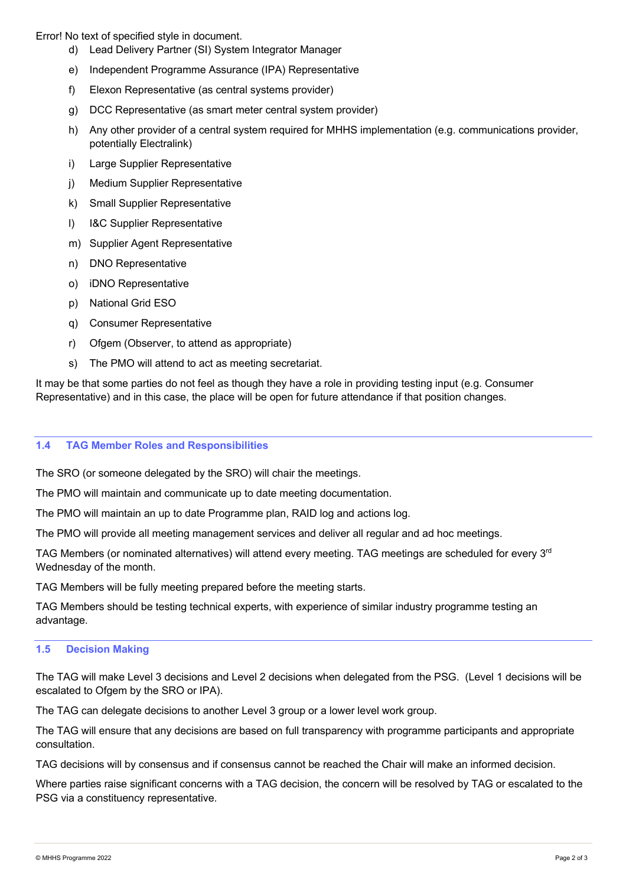Error! No text of specified style in document.

d) Lead Delivery Partner (SI) System Integrator Manager

e) Independent Programme Assurance (IPA) Representative

f) Elexon Representative (as central systems provider)

g) DCC Representative (as smart meter central system provider)

h) Any other provider of a central system required for MHHS implementation (e.g. communications provider, potentially Electralink)

i) Large Supplier Representative

j) Medium Supplier Representative

k) Small Supplier Representative

l) I&C Supplier Representative

m) Supplier Agent Representative

n) DNO Representative

o) iDNO Representative

p) National Grid ESO

q) Consumer Representative

r) Ofgem (Observer, to attend as appropriate)

s) The PMO will attend to act as meeting secretariat.

It may be that some parties do not feel as though they have a role in providing testing input (e.g. Consumer Representative) and in this case, the place will be open for future attendance if that position changes.

### 1.4 TAG Member Roles and Responsibilities

The SRO (or someone delegated by the SRO) will chair the meetings.

The PMO will maintain and communicate up to date meeting documentation.

The PMO will maintain an up to date Programme plan, RAID log and actions log.

The PMO will provide all meeting management services and deliver all regular and ad hoc meetings.

TAG Members (or nominated alternatives) will attend every meeting. TAG meetings are scheduled for every 3rd Wednesday of the month.

TAG Members will be fully meeting prepared before the meeting starts.

TAG Members should be testing technical experts, with experience of similar industry programme testing an advantage.

### 1.5 Decision Making

The TAG will make Level 3 decisions and Level 2 decisions when delegated from the PSG. (Level 1 decisions will be escalated to Ofgem by the SRO or IPA).

The TAG can delegate decisions to another Level 3 group or a lower level work group.

The TAG will ensure that any decisions are based on full transparency with programme participants and appropriate consultation.

TAG decisions will by consensus and if consensus cannot be reached the Chair will make an informed decision.

Where parties raise significant concerns with a TAG decision, the concern will be resolved by TAG or escalated to the PSG via a constituency representative.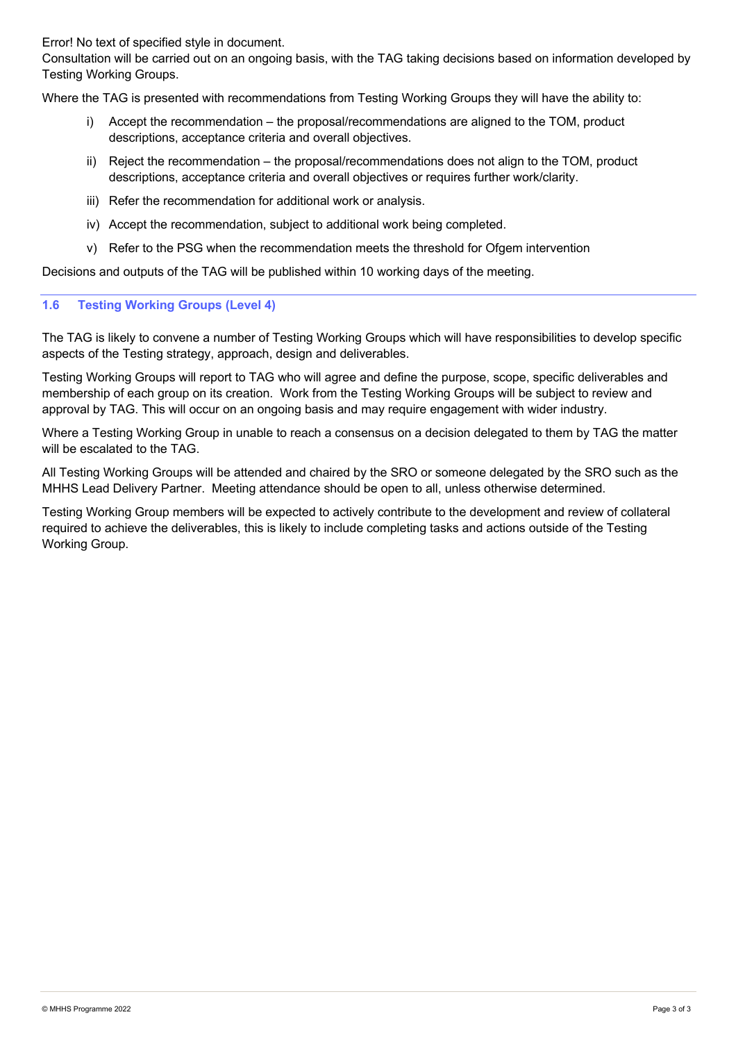Error! No text of specified style in document.
Consultation will be carried out on an ongoing basis, with the TAG taking decisions based on information developed by Testing Working Groups.

Where the TAG is presented with recommendations from Testing Working Groups they will have the ability to:

i) Accept the recommendation – the proposal/recommendations are aligned to the TOM, product descriptions, acceptance criteria and overall objectives.

ii) Reject the recommendation – the proposal/recommendations does not align to the TOM, product descriptions, acceptance criteria and overall objectives or requires further work/clarity.

iii) Refer the recommendation for additional work or analysis.

iv) Accept the recommendation, subject to additional work being completed.

v) Refer to the PSG when the recommendation meets the threshold for Ofgem intervention

Decisions and outputs of the TAG will be published within 10 working days of the meeting.

### 1.6 Testing Working Groups (Level 4)

The TAG is likely to convene a number of Testing Working Groups which will have responsibilities to develop specific aspects of the Testing strategy, approach, design and deliverables.

Testing Working Groups will report to TAG who will agree and define the purpose, scope, specific deliverables and membership of each group on its creation. Work from the Testing Working Groups will be subject to review and approval by TAG. This will occur on an ongoing basis and may require engagement with wider industry.

Where a Testing Working Group in unable to reach a consensus on a decision delegated to them by TAG the matter will be escalated to the TAG.

All Testing Working Groups will be attended and chaired by the SRO or someone delegated by the SRO such as the MHHS Lead Delivery Partner. Meeting attendance should be open to all, unless otherwise determined.

Testing Working Group members will be expected to actively contribute to the development and review of collateral required to achieve the deliverables, this is likely to include completing tasks and actions outside of the Testing Working Group.

© MHHS Programme 2022